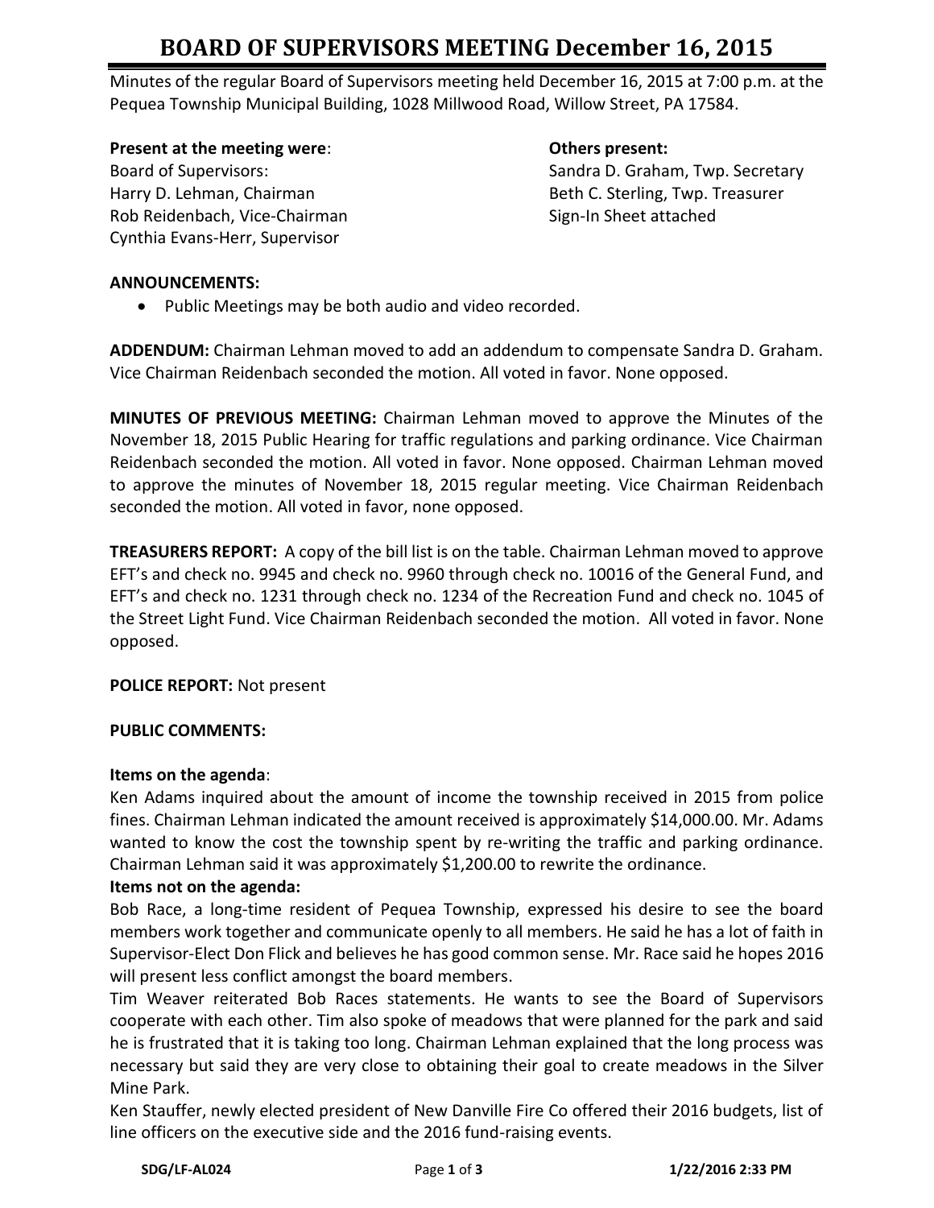# BOARD OF SUPERVISORS MEETING December 16, 2015

Minutes of the regular Board of Supervisors meeting held December 16, 2015 at 7:00 p.m. at the Pequea Township Municipal Building, 1028 Millwood Road, Willow Street, PA 17584.

**Present at the meeting were**:
Board of Supervisors:
Harry D. Lehman, Chairman
Rob Reidenbach, Vice-Chairman
Cynthia Evans-Herr, Supervisor

**Others present:**
Sandra D. Graham, Twp. Secretary
Beth C. Sterling, Twp. Treasurer
Sign-In Sheet attached

**ANNOUNCEMENTS:**

- Public Meetings may be both audio and video recorded.

**ADDENDUM:** Chairman Lehman moved to add an addendum to compensate Sandra D. Graham. Vice Chairman Reidenbach seconded the motion. All voted in favor. None opposed.

**MINUTES OF PREVIOUS MEETING:** Chairman Lehman moved to approve the Minutes of the November 18, 2015 Public Hearing for traffic regulations and parking ordinance. Vice Chairman Reidenbach seconded the motion. All voted in favor. None opposed. Chairman Lehman moved to approve the minutes of November 18, 2015 regular meeting. Vice Chairman Reidenbach seconded the motion. All voted in favor, none opposed.

**TREASURERS REPORT:** A copy of the bill list is on the table. Chairman Lehman moved to approve EFT's and check no. 9945 and check no. 9960 through check no. 10016 of the General Fund, and EFT's and check no. 1231 through check no. 1234 of the Recreation Fund and check no. 1045 of the Street Light Fund. Vice Chairman Reidenbach seconded the motion. All voted in favor. None opposed.

**POLICE REPORT:** Not present

**PUBLIC COMMENTS:**

**Items on the agenda**:
Ken Adams inquired about the amount of income the township received in 2015 from police fines. Chairman Lehman indicated the amount received is approximately $14,000.00. Mr. Adams wanted to know the cost the township spent by re-writing the traffic and parking ordinance. Chairman Lehman said it was approximately $1,200.00 to rewrite the ordinance.

**Items not on the agenda:**
Bob Race, a long-time resident of Pequea Township, expressed his desire to see the board members work together and communicate openly to all members. He said he has a lot of faith in Supervisor-Elect Don Flick and believes he has good common sense. Mr. Race said he hopes 2016 will present less conflict amongst the board members.
Tim Weaver reiterated Bob Races statements. He wants to see the Board of Supervisors cooperate with each other. Tim also spoke of meadows that were planned for the park and said he is frustrated that it is taking too long. Chairman Lehman explained that the long process was necessary but said they are very close to obtaining their goal to create meadows in the Silver Mine Park.
Ken Stauffer, newly elected president of New Danville Fire Co offered their 2016 budgets, list of line officers on the executive side and the 2016 fund-raising events.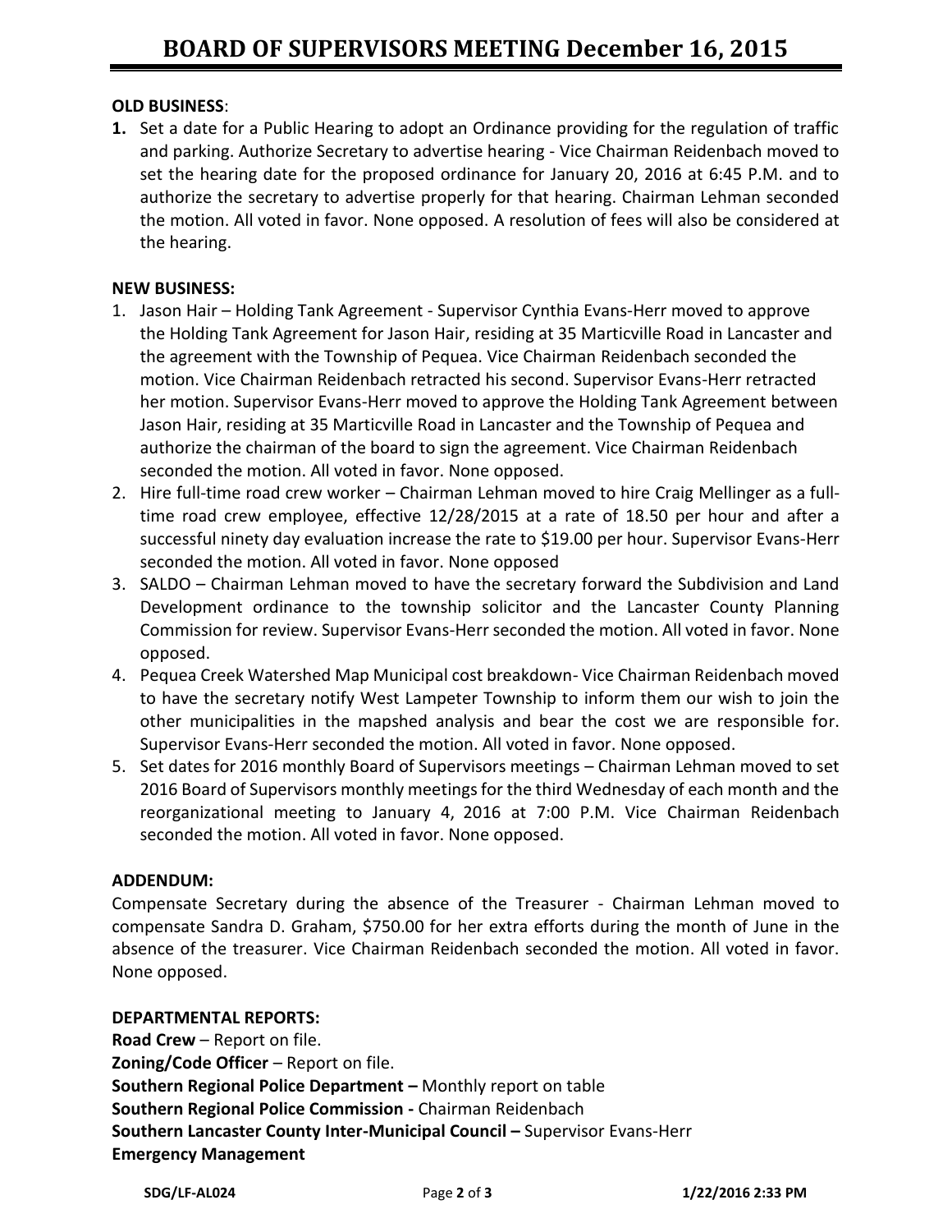**OLD BUSINESS**:

**1.** Set a date for a Public Hearing to adopt an Ordinance providing for the regulation of traffic and parking. Authorize Secretary to advertise hearing - Vice Chairman Reidenbach moved to set the hearing date for the proposed ordinance for January 20, 2016 at 6:45 P.M. and to authorize the secretary to advertise properly for that hearing. Chairman Lehman seconded the motion. All voted in favor. None opposed. A resolution of fees will also be considered at the hearing.

**NEW BUSINESS:**

1. Jason Hair – Holding Tank Agreement - Supervisor Cynthia Evans-Herr moved to approve the Holding Tank Agreement for Jason Hair, residing at 35 Marticville Road in Lancaster and the agreement with the Township of Pequea. Vice Chairman Reidenbach seconded the motion. Vice Chairman Reidenbach retracted his second. Supervisor Evans-Herr retracted her motion. Supervisor Evans-Herr moved to approve the Holding Tank Agreement between Jason Hair, residing at 35 Marticville Road in Lancaster and the Township of Pequea and authorize the chairman of the board to sign the agreement. Vice Chairman Reidenbach seconded the motion. All voted in favor. None opposed.
2. Hire full-time road crew worker – Chairman Lehman moved to hire Craig Mellinger as a full-time road crew employee, effective 12/28/2015 at a rate of 18.50 per hour and after a successful ninety day evaluation increase the rate to $19.00 per hour. Supervisor Evans-Herr seconded the motion. All voted in favor. None opposed
3. SALDO – Chairman Lehman moved to have the secretary forward the Subdivision and Land Development ordinance to the township solicitor and the Lancaster County Planning Commission for review. Supervisor Evans-Herr seconded the motion. All voted in favor. None opposed.
4. Pequea Creek Watershed Map Municipal cost breakdown- Vice Chairman Reidenbach moved to have the secretary notify West Lampeter Township to inform them our wish to join the other municipalities in the mapshed analysis and bear the cost we are responsible for. Supervisor Evans-Herr seconded the motion. All voted in favor. None opposed.
5. Set dates for 2016 monthly Board of Supervisors meetings – Chairman Lehman moved to set 2016 Board of Supervisors monthly meetings for the third Wednesday of each month and the reorganizational meeting to January 4, 2016 at 7:00 P.M. Vice Chairman Reidenbach seconded the motion. All voted in favor. None opposed.

**ADDENDUM:**

Compensate Secretary during the absence of the Treasurer - Chairman Lehman moved to compensate Sandra D. Graham, $750.00 for her extra efforts during the month of June in the absence of the treasurer. Vice Chairman Reidenbach seconded the motion. All voted in favor. None opposed.

**DEPARTMENTAL REPORTS:**

**Road Crew** – Report on file.
**Zoning/Code Officer** – Report on file.
**Southern Regional Police Department –** Monthly report on table
**Southern Regional Police Commission -** Chairman Reidenbach
**Southern Lancaster County Inter-Municipal Council –** Supervisor Evans-Herr
**Emergency Management**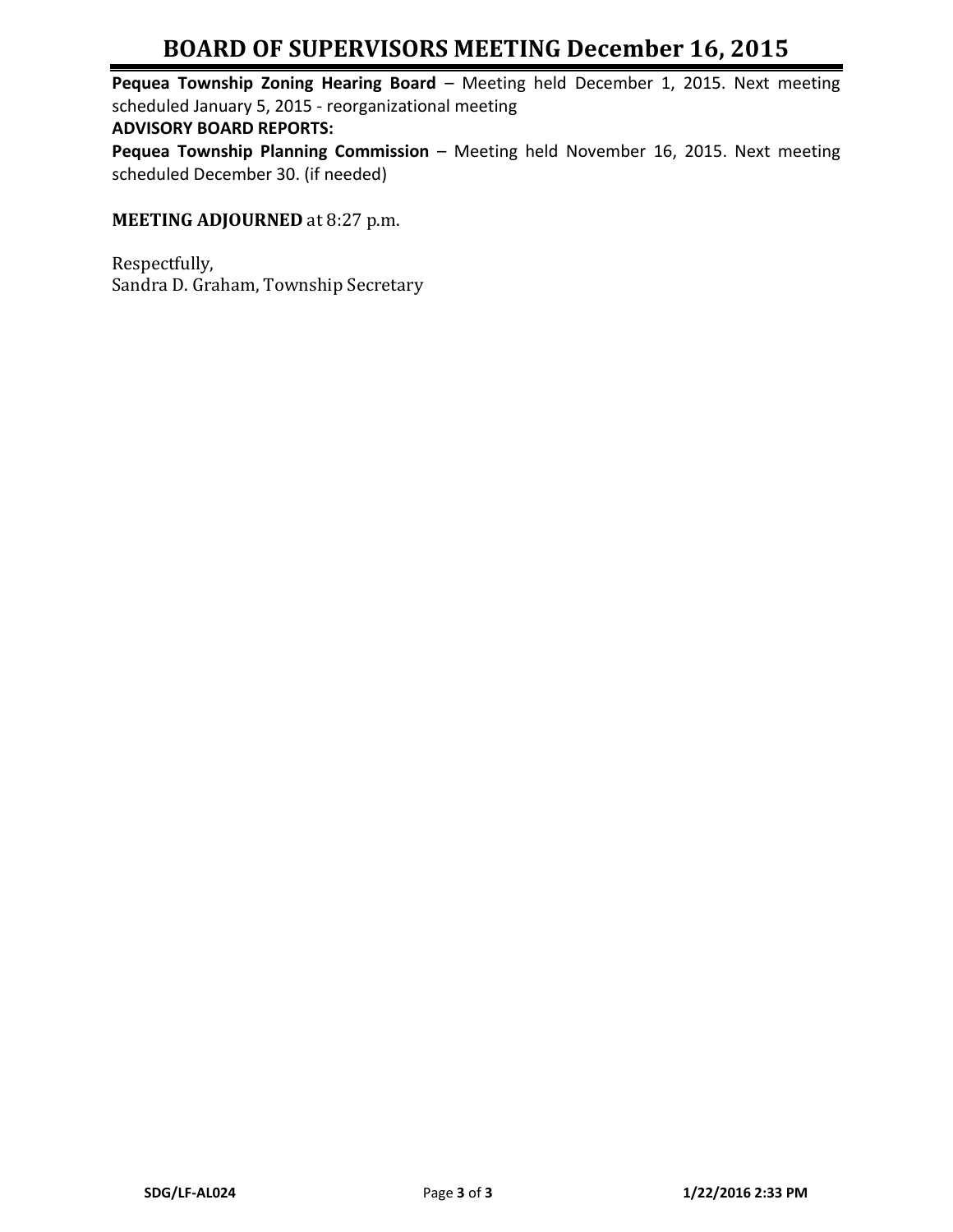**Pequea Township Zoning Hearing Board** – Meeting held December 1, 2015. Next meeting scheduled January 5, 2015 - reorganizational meeting

**ADVISORY BOARD REPORTS:**

**Pequea Township Planning Commission** – Meeting held November 16, 2015. Next meeting scheduled December 30. (if needed)

**MEETING ADJOURNED** at 8:27 p.m.

Respectfully,
Sandra D. Graham, Township Secretary